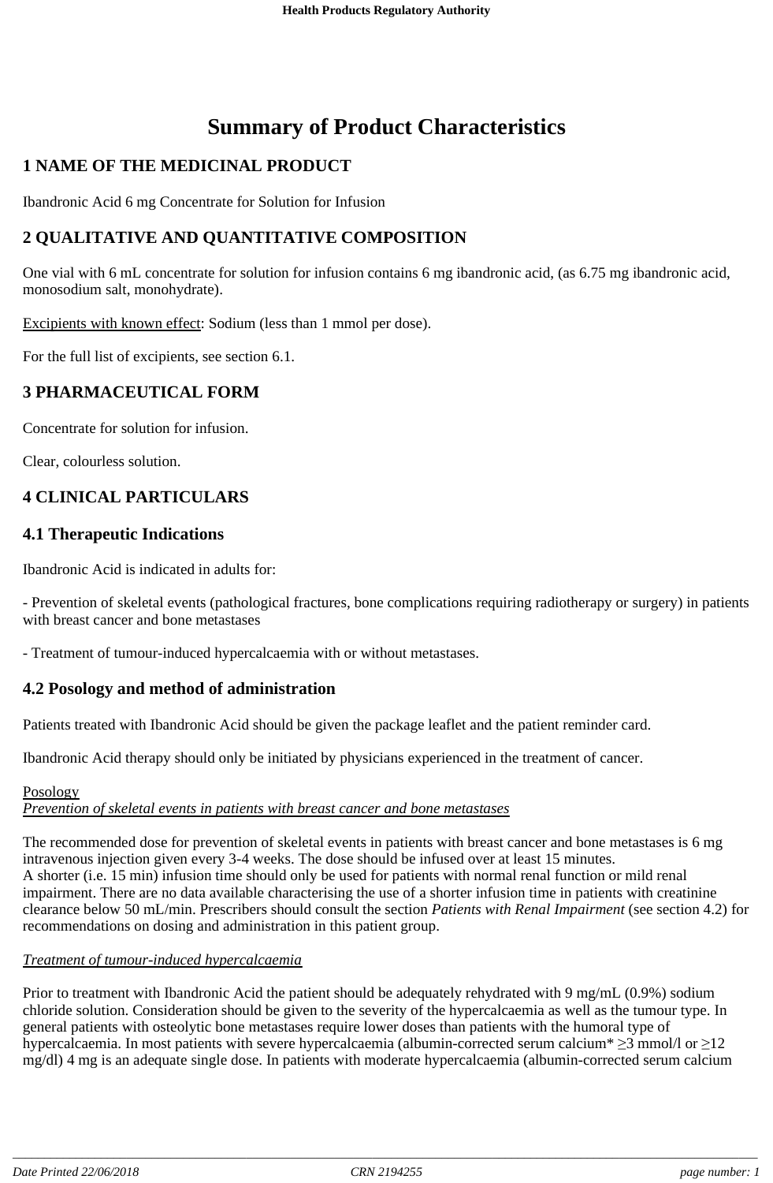# Summary of Product Characteristics

## 1 NAME OF THE MEDICINAL PRODUCT

Ibandronic Acid 6 mg Concentrate for Solution for Infusion

## 2 QUALITATIVE AND QUANTITATIVE COMPOSITION

One vial with 6 mL concentrate for solution for infusion contains 6 mg ibandronic acid, (as 6.75 mg ibandronic acid, monosodium salt, monohydrate).

Excipients with known effect: Sodium (less than 1 mmol per dose).

For the full list of excipients, see section 6.1.

## 3 PHARMACEUTICAL FORM

Concentrate for solution for infusion.

Clear, colourless solution.

## 4 CLINICAL PARTICULARS

## 4.1 Therapeutic Indications

Ibandronic Acid is indicated in adults for:

- Prevention of skeletal events (pathological fractures, bone complications requiring radiotherapy or surgery) in patients with breast cancer and bone metastases

- Treatment of tumour-induced hypercalcaemia with or without metastases.

## 4.2 Posology and method of administration

Patients treated with Ibandronic Acid should be given the package leaflet and the patient reminder card.

Ibandronic Acid therapy should only be initiated by physicians experienced in the treatment of cancer.

Posology

*Prevention of skeletal events in patients with breast cancer and bone metastases*

The recommended dose for prevention of skeletal events in patients with breast cancer and bone metastases is 6 mg intravenous injection given every 3-4 weeks. The dose should be infused over at least 15 minutes.
A shorter (i.e. 15 min) infusion time should only be used for patients with normal renal function or mild renal impairment. There are no data available characterising the use of a shorter infusion time in patients with creatinine clearance below 50 mL/min. Prescribers should consult the section *Patients with Renal Impairment* (see section 4.2) for recommendations on dosing and administration in this patient group.

*Treatment of tumour-induced hypercalcaemia*

Prior to treatment with Ibandronic Acid the patient should be adequately rehydrated with 9 mg/mL (0.9%) sodium chloride solution. Consideration should be given to the severity of the hypercalcaemia as well as the tumour type. In general patients with osteolytic bone metastases require lower doses than patients with the humoral type of hypercalcaemia. In most patients with severe hypercalcaemia (albumin-corrected serum calcium* ≥3 mmol/l or ≥12 mg/dl) 4 mg is an adequate single dose. In patients with moderate hypercalcaemia (albumin-corrected serum calcium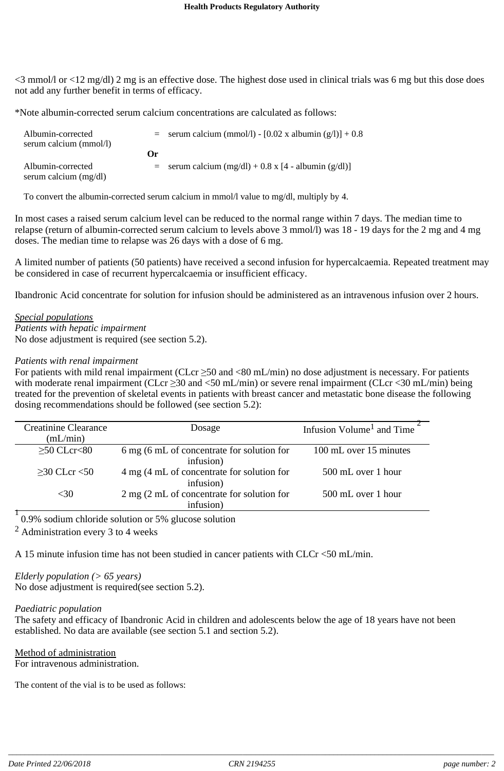<3 mmol/l or <12 mg/dl) 2 mg is an effective dose. The highest dose used in clinical trials was 6 mg but this dose does not add any further benefit in terms of efficacy.

*Note albumin-corrected serum calcium concentrations are calculated as follows:

Albumin-corrected serum calcium (mmol/l) = serum calcium (mmol/l) - [0.02 x albumin (g/l)] + 0.8

**Or**

Albumin-corrected serum calcium (mg/dl) = serum calcium (mg/dl) + 0.8 x [4 - albumin (g/dl)]

To convert the albumin-corrected serum calcium in mmol/l value to mg/dl, multiply by 4.

In most cases a raised serum calcium level can be reduced to the normal range within 7 days. The median time to relapse (return of albumin-corrected serum calcium to levels above 3 mmol/l) was 18 - 19 days for the 2 mg and 4 mg doses. The median time to relapse was 26 days with a dose of 6 mg.

A limited number of patients (50 patients) have received a second infusion for hypercalcaemia. Repeated treatment may be considered in case of recurrent hypercalcaemia or insufficient efficacy.

Ibandronic Acid concentrate for solution for infusion should be administered as an intravenous infusion over 2 hours.

<u>*Special populations*</u>

*Patients with hepatic impairment*

No dose adjustment is required (see section 5.2).

*Patients with renal impairment*

For patients with mild renal impairment (CLcr ≥50 and <80 mL/min) no dose adjustment is necessary. For patients with moderate renal impairment (CLcr ≥30 and <50 mL/min) or severe renal impairment (CLcr <30 mL/min) being treated for the prevention of skeletal events in patients with breast cancer and metastatic bone disease the following dosing recommendations should be followed (see section 5.2):

| Creatinine Clearance (mL/min) | Dosage | Infusion Volume[1] and Time [2] |
|---|---|---|
| ≥50 CLcr<80 | 6 mg (6 mL of concentrate for solution for infusion) | 100 mL over 15 minutes |
| ≥30 CLcr <50 | 4 mg (4 mL of concentrate for solution for infusion) | 500 mL over 1 hour |
| <30 | 2 mg (2 mL of concentrate for solution for infusion) | 500 mL over 1 hour |

[1] 0.9% sodium chloride solution or 5% glucose solution

[2] Administration every 3 to 4 weeks

A 15 minute infusion time has not been studied in cancer patients with CLCr <50 mL/min.

*Elderly population (> 65 years)*

No dose adjustment is required(see section 5.2).

*Paediatric population*

The safety and efficacy of Ibandronic Acid in children and adolescents below the age of 18 years have not been established. No data are available (see section 5.1 and section 5.2).

<u>Method of administration</u>

For intravenous administration.

The content of the vial is to be used as follows: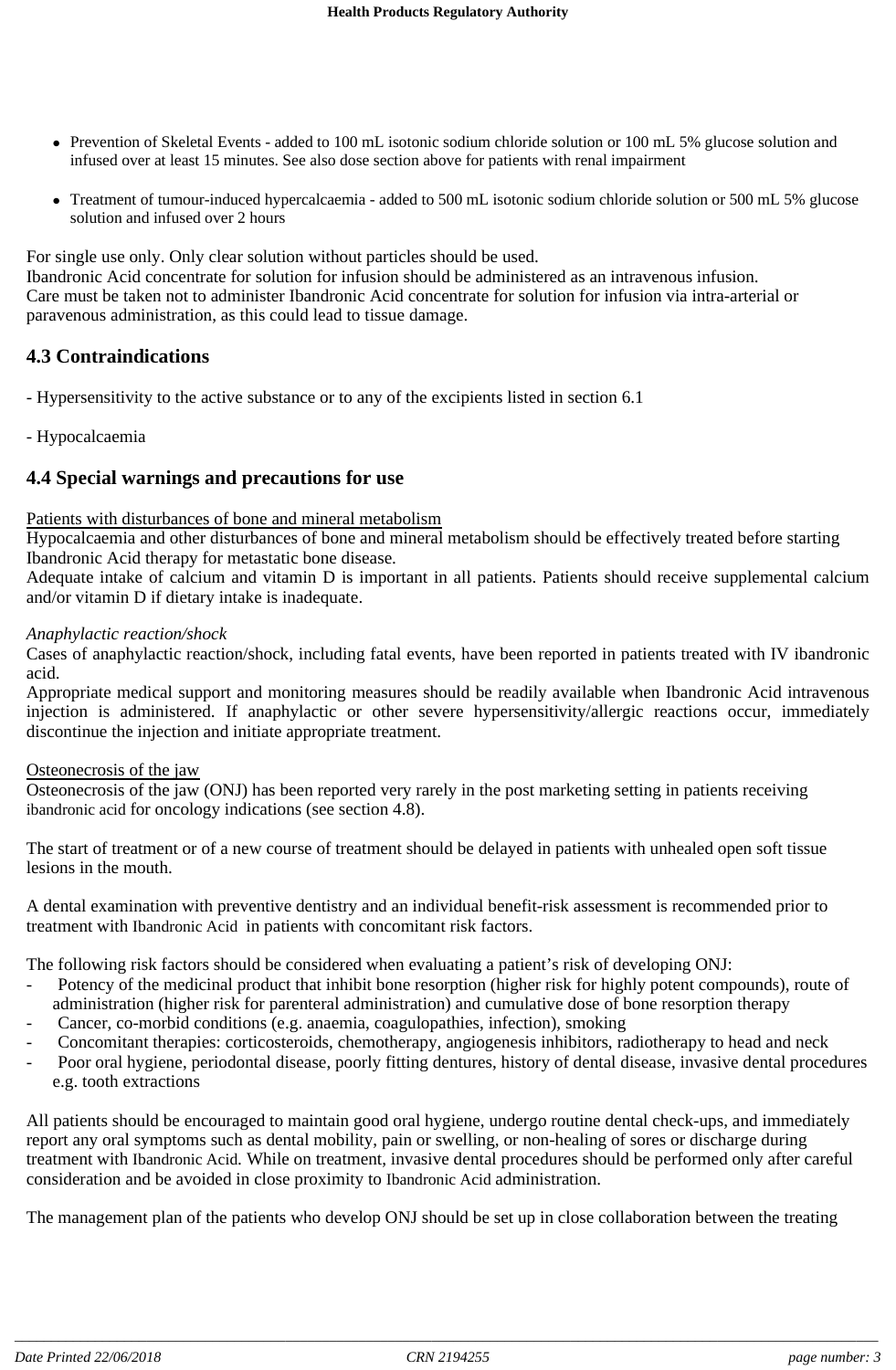- Prevention of Skeletal Events - added to 100 mL isotonic sodium chloride solution or 100 mL 5% glucose solution and infused over at least 15 minutes. See also dose section above for patients with renal impairment

- Treatment of tumour-induced hypercalcaemia - added to 500 mL isotonic sodium chloride solution or 500 mL 5% glucose solution and infused over 2 hours

For single use only. Only clear solution without particles should be used.
Ibandronic Acid concentrate for solution for infusion should be administered as an intravenous infusion.
Care must be taken not to administer Ibandronic Acid concentrate for solution for infusion via intra-arterial or paravenous administration, as this could lead to tissue damage.

## 4.3 Contraindications

- Hypersensitivity to the active substance or to any of the excipients listed in section 6.1

- Hypocalcaemia

## 4.4 Special warnings and precautions for use

Patients with disturbances of bone and mineral metabolism
Hypocalcaemia and other disturbances of bone and mineral metabolism should be effectively treated before starting Ibandronic Acid therapy for metastatic bone disease.
Adequate intake of calcium and vitamin D is important in all patients. Patients should receive supplemental calcium and/or vitamin D if dietary intake is inadequate.

*Anaphylactic reaction/shock*
Cases of anaphylactic reaction/shock, including fatal events, have been reported in patients treated with IV ibandronic acid.
Appropriate medical support and monitoring measures should be readily available when Ibandronic Acid intravenous injection is administered. If anaphylactic or other severe hypersensitivity/allergic reactions occur, immediately discontinue the injection and initiate appropriate treatment.

Osteonecrosis of the jaw
Osteonecrosis of the jaw (ONJ) has been reported very rarely in the post marketing setting in patients receiving ibandronic acid for oncology indications (see section 4.8).

The start of treatment or of a new course of treatment should be delayed in patients with unhealed open soft tissue lesions in the mouth.

A dental examination with preventive dentistry and an individual benefit-risk assessment is recommended prior to treatment with Ibandronic Acid in patients with concomitant risk factors.

The following risk factors should be considered when evaluating a patient's risk of developing ONJ:
- Potency of the medicinal product that inhibit bone resorption (higher risk for highly potent compounds), route of administration (higher risk for parenteral administration) and cumulative dose of bone resorption therapy
- Cancer, co-morbid conditions (e.g. anaemia, coagulopathies, infection), smoking
- Concomitant therapies: corticosteroids, chemotherapy, angiogenesis inhibitors, radiotherapy to head and neck
- Poor oral hygiene, periodontal disease, poorly fitting dentures, history of dental disease, invasive dental procedures e.g. tooth extractions

All patients should be encouraged to maintain good oral hygiene, undergo routine dental check-ups, and immediately report any oral symptoms such as dental mobility, pain or swelling, or non-healing of sores or discharge during treatment with Ibandronic Acid. While on treatment, invasive dental procedures should be performed only after careful consideration and be avoided in close proximity to Ibandronic Acid administration.

The management plan of the patients who develop ONJ should be set up in close collaboration between the treating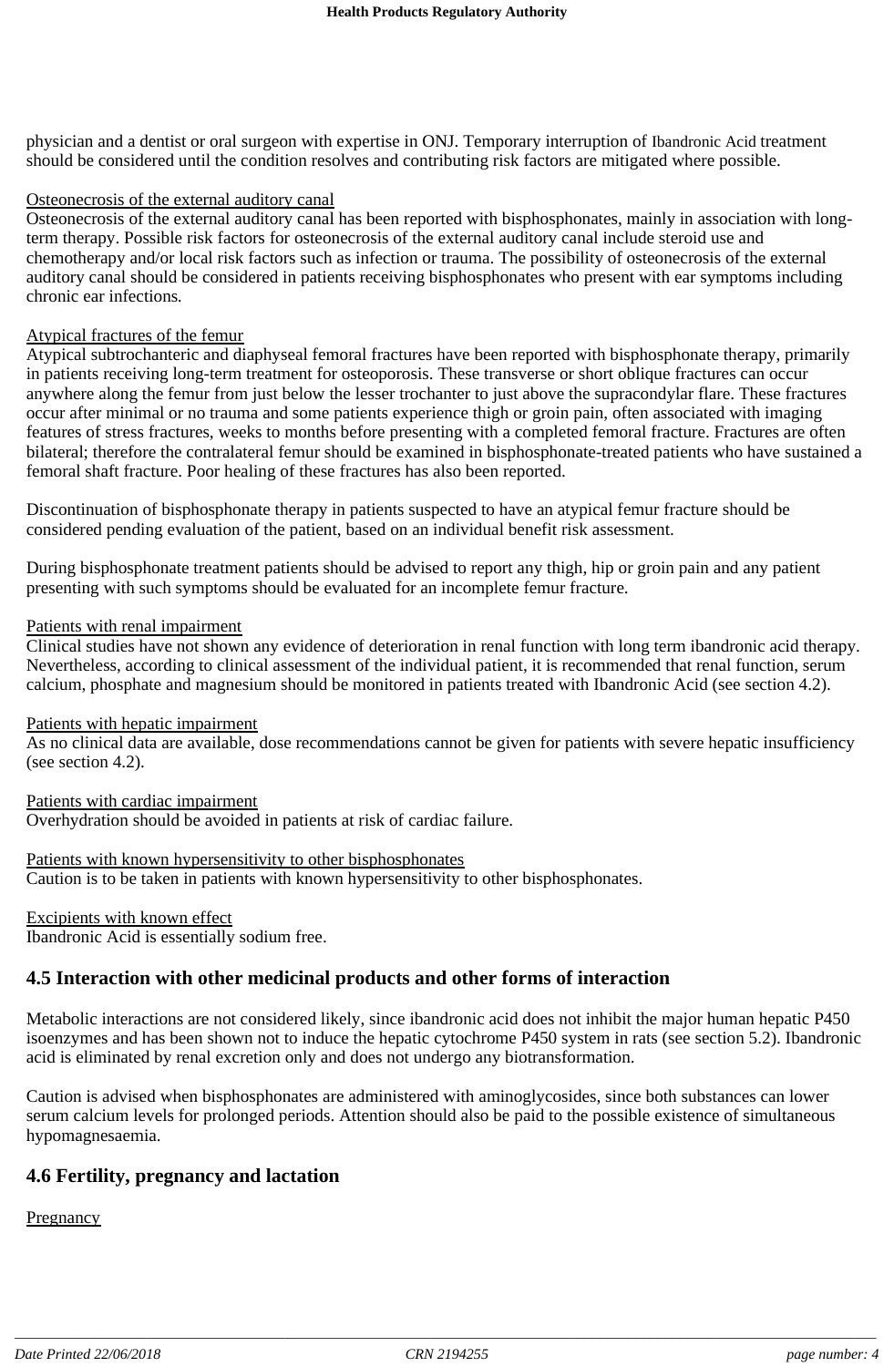physician and a dentist or oral surgeon with expertise in ONJ. Temporary interruption of Ibandronic Acid treatment should be considered until the condition resolves and contributing risk factors are mitigated where possible.

Osteonecrosis of the external auditory canal
Osteonecrosis of the external auditory canal has been reported with bisphosphonates, mainly in association with long-term therapy. Possible risk factors for osteonecrosis of the external auditory canal include steroid use and chemotherapy and/or local risk factors such as infection or trauma. The possibility of osteonecrosis of the external auditory canal should be considered in patients receiving bisphosphonates who present with ear symptoms including chronic ear infections.

Atypical fractures of the femur
Atypical subtrochanteric and diaphyseal femoral fractures have been reported with bisphosphonate therapy, primarily in patients receiving long-term treatment for osteoporosis. These transverse or short oblique fractures can occur anywhere along the femur from just below the lesser trochanter to just above the supracondylar flare. These fractures occur after minimal or no trauma and some patients experience thigh or groin pain, often associated with imaging features of stress fractures, weeks to months before presenting with a completed femoral fracture. Fractures are often bilateral; therefore the contralateral femur should be examined in bisphosphonate-treated patients who have sustained a femoral shaft fracture. Poor healing of these fractures has also been reported.

Discontinuation of bisphosphonate therapy in patients suspected to have an atypical femur fracture should be considered pending evaluation of the patient, based on an individual benefit risk assessment.

During bisphosphonate treatment patients should be advised to report any thigh, hip or groin pain and any patient presenting with such symptoms should be evaluated for an incomplete femur fracture.

Patients with renal impairment
Clinical studies have not shown any evidence of deterioration in renal function with long term ibandronic acid therapy. Nevertheless, according to clinical assessment of the individual patient, it is recommended that renal function, serum calcium, phosphate and magnesium should be monitored in patients treated with Ibandronic Acid (see section 4.2).

Patients with hepatic impairment
As no clinical data are available, dose recommendations cannot be given for patients with severe hepatic insufficiency (see section 4.2).

Patients with cardiac impairment
Overhydration should be avoided in patients at risk of cardiac failure.

Patients with known hypersensitivity to other bisphosphonates
Caution is to be taken in patients with known hypersensitivity to other bisphosphonates.

Excipients with known effect
Ibandronic Acid is essentially sodium free.

## 4.5 Interaction with other medicinal products and other forms of interaction

Metabolic interactions are not considered likely, since ibandronic acid does not inhibit the major human hepatic P450 isoenzymes and has been shown not to induce the hepatic cytochrome P450 system in rats (see section 5.2). Ibandronic acid is eliminated by renal excretion only and does not undergo any biotransformation.

Caution is advised when bisphosphonates are administered with aminoglycosides, since both substances can lower serum calcium levels for prolonged periods. Attention should also be paid to the possible existence of simultaneous hypomagnesaemia.

## 4.6 Fertility, pregnancy and lactation

Pregnancy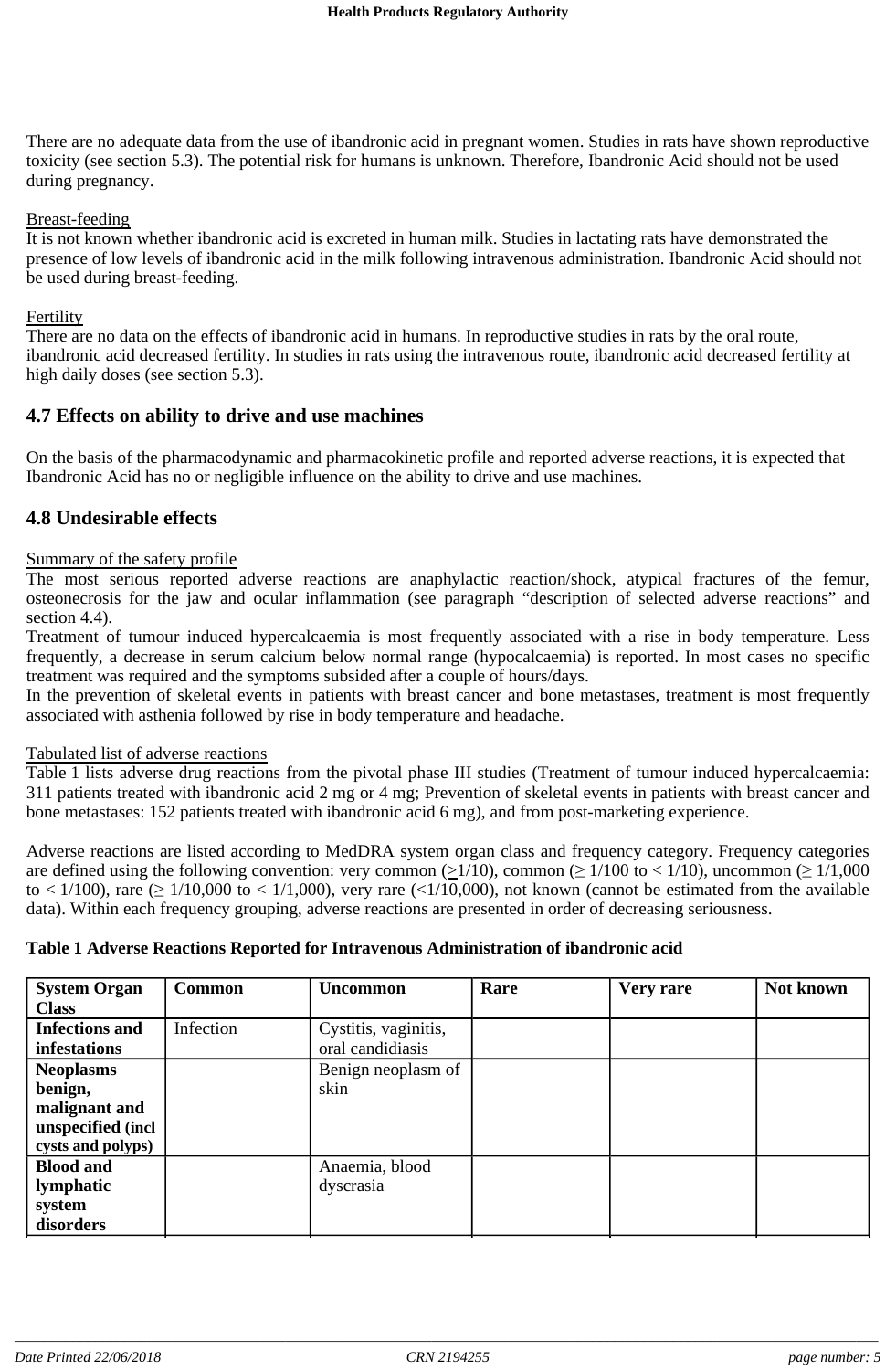There are no adequate data from the use of ibandronic acid in pregnant women. Studies in rats have shown reproductive toxicity (see section 5.3). The potential risk for humans is unknown. Therefore, Ibandronic Acid should not be used during pregnancy.

Breast-feeding

It is not known whether ibandronic acid is excreted in human milk. Studies in lactating rats have demonstrated the presence of low levels of ibandronic acid in the milk following intravenous administration. Ibandronic Acid should not be used during breast-feeding.

Fertility

There are no data on the effects of ibandronic acid in humans. In reproductive studies in rats by the oral route, ibandronic acid decreased fertility. In studies in rats using the intravenous route, ibandronic acid decreased fertility at high daily doses (see section 5.3).

## 4.7 Effects on ability to drive and use machines

On the basis of the pharmacodynamic and pharmacokinetic profile and reported adverse reactions, it is expected that Ibandronic Acid has no or negligible influence on the ability to drive and use machines.

## 4.8 Undesirable effects

Summary of the safety profile

The most serious reported adverse reactions are anaphylactic reaction/shock, atypical fractures of the femur, osteonecrosis for the jaw and ocular inflammation (see paragraph "description of selected adverse reactions" and section 4.4).

Treatment of tumour induced hypercalcaemia is most frequently associated with a rise in body temperature. Less frequently, a decrease in serum calcium below normal range (hypocalcaemia) is reported. In most cases no specific treatment was required and the symptoms subsided after a couple of hours/days.

In the prevention of skeletal events in patients with breast cancer and bone metastases, treatment is most frequently associated with asthenia followed by rise in body temperature and headache.

Tabulated list of adverse reactions

Table 1 lists adverse drug reactions from the pivotal phase III studies (Treatment of tumour induced hypercalcaemia: 311 patients treated with ibandronic acid 2 mg or 4 mg; Prevention of skeletal events in patients with breast cancer and bone metastases: 152 patients treated with ibandronic acid 6 mg), and from post-marketing experience.

Adverse reactions are listed according to MedDRA system organ class and frequency category. Frequency categories are defined using the following convention: very common (≥1/10), common (≥ 1/100 to < 1/10), uncommon (≥ 1/1,000 to < 1/100), rare (≥ 1/10,000 to < 1/1,000), very rare (<1/10,000), not known (cannot be estimated from the available data). Within each frequency grouping, adverse reactions are presented in order of decreasing seriousness.

**Table 1 Adverse Reactions Reported for Intravenous Administration of ibandronic acid**

| System Organ Class | Common | Uncommon | Rare | Very rare | Not known |
|---|---|---|---|---|---|
| **Infections and infestations** | Infection | Cystitis, vaginitis, oral candidiasis | | | |
| **Neoplasms benign, malignant and unspecified (incl cysts and polyps)** | | Benign neoplasm of skin | | | |
| **Blood and lymphatic system disorders** | | Anaemia, blood dyscrasia | | | |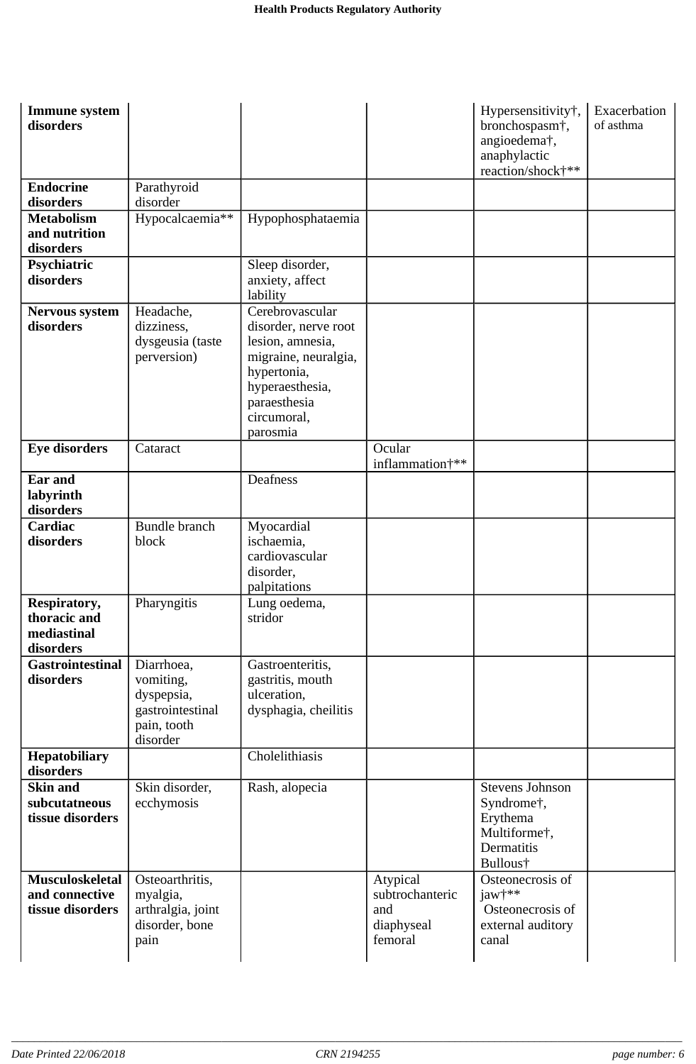| | | | | | |
|---|---|---|---|---|---|
| **Immune system disorders** | | | | Hypersensitivity†, bronchospasm†, angioedema†, anaphylactic reaction/shock†** | Exacerbation of asthma |
| **Endocrine disorders** | Parathyroid disorder | | | | |
| **Metabolism and nutrition disorders** | Hypocalcaemia** | Hypophosphataemia | | | |
| **Psychiatric disorders** | | Sleep disorder, anxiety, affect lability | | | |
| **Nervous system disorders** | Headache, dizziness, dysgeusia (taste perversion) | Cerebrovascular disorder, nerve root lesion, amnesia, migraine, neuralgia, hypertonia, hyperaesthesia, paraesthesia circumoral, parosmia | | | |
| **Eye disorders** | Cataract | | Ocular inflammation†** | | |
| **Ear and labyrinth disorders** | | Deafness | | | |
| **Cardiac disorders** | Bundle branch block | Myocardial ischaemia, cardiovascular disorder, palpitations | | | |
| **Respiratory, thoracic and mediastinal disorders** | Pharyngitis | Lung oedema, stridor | | | |
| **Gastrointestinal disorders** | Diarrhoea, vomiting, dyspepsia, gastrointestinal pain, tooth disorder | Gastroenteritis, gastritis, mouth ulceration, dysphagia, cheilitis | | | |
| **Hepatobiliary disorders** | | Cholelithiasis | | | |
| **Skin and subcutatneous tissue disorders** | Skin disorder, ecchymosis | Rash, alopecia | | Stevens Johnson Syndrome†, Erythema Multiforme†, Dermatitis Bullous† | |
| **Musculoskeletal and connective tissue disorders** | Osteoarthritis, myalgia, arthralgia, joint disorder, bone pain | | Atypical subtrochanteric and diaphyseal femoral | Osteonecrosis of jaw†** Osteonecrosis of external auditory canal | |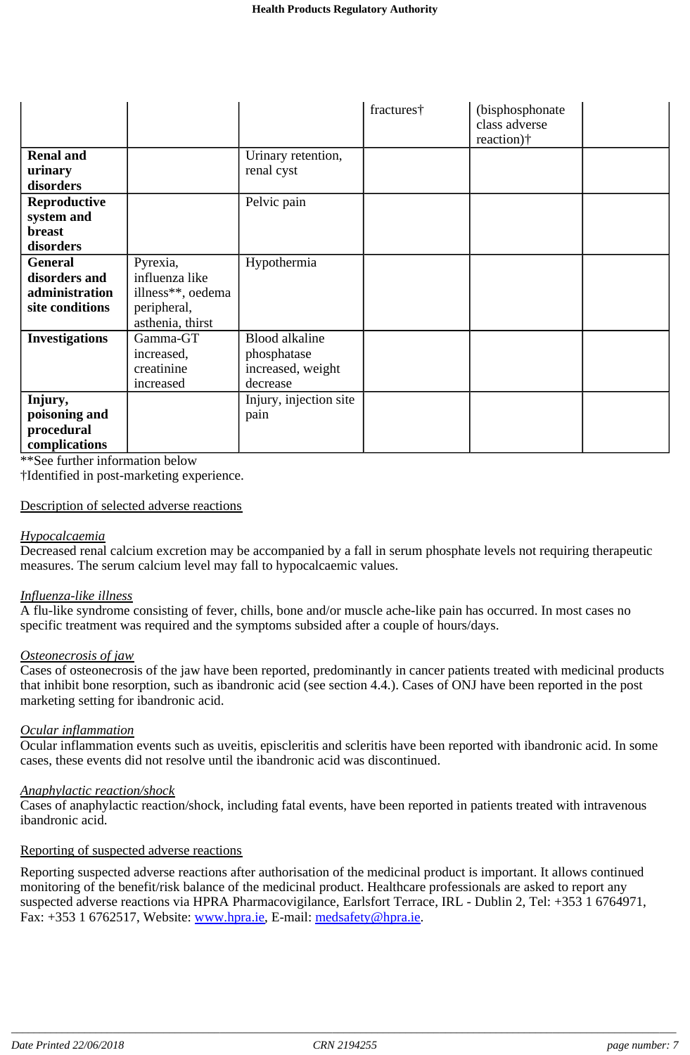| | | | | | |
|---|---|---|---|---|---|
| | | | fractures† | (bisphosphonate class adverse reaction)† | |
| **Renal and urinary disorders** | | Urinary retention, renal cyst | | | |
| **Reproductive system and breast disorders** | | Pelvic pain | | | |
| **General disorders and administration site conditions** | Pyrexia, influenza like illness**, oedema peripheral, asthenia, thirst | Hypothermia | | | |
| **Investigations** | Gamma-GT increased, creatinine increased | Blood alkaline phosphatase increased, weight decrease | | | |
| **Injury, poisoning and procedural complications** | | Injury, injection site pain | | | |

**See further information below
†Identified in post-marketing experience.

Description of selected adverse reactions

*Hypocalcaemia*
Decreased renal calcium excretion may be accompanied by a fall in serum phosphate levels not requiring therapeutic measures. The serum calcium level may fall to hypocalcaemic values.

*Influenza-like illness*
A flu-like syndrome consisting of fever, chills, bone and/or muscle ache-like pain has occurred. In most cases no specific treatment was required and the symptoms subsided after a couple of hours/days.

*Osteonecrosis of jaw*
Cases of osteonecrosis of the jaw have been reported, predominantly in cancer patients treated with medicinal products that inhibit bone resorption, such as ibandronic acid (see section 4.4.). Cases of ONJ have been reported in the post marketing setting for ibandronic acid.

*Ocular inflammation*
Ocular inflammation events such as uveitis, episcleritis and scleritis have been reported with ibandronic acid. In some cases, these events did not resolve until the ibandronic acid was discontinued.

*Anaphylactic reaction/shock*
Cases of anaphylactic reaction/shock, including fatal events, have been reported in patients treated with intravenous ibandronic acid.

Reporting of suspected adverse reactions

Reporting suspected adverse reactions after authorisation of the medicinal product is important. It allows continued monitoring of the benefit/risk balance of the medicinal product. Healthcare professionals are asked to report any suspected adverse reactions via HPRA Pharmacovigilance, Earlsfort Terrace, IRL - Dublin 2, Tel: +353 1 6764971, Fax: +353 1 6762517, Website: www.hpra.ie, E-mail: medsafety@hpra.ie.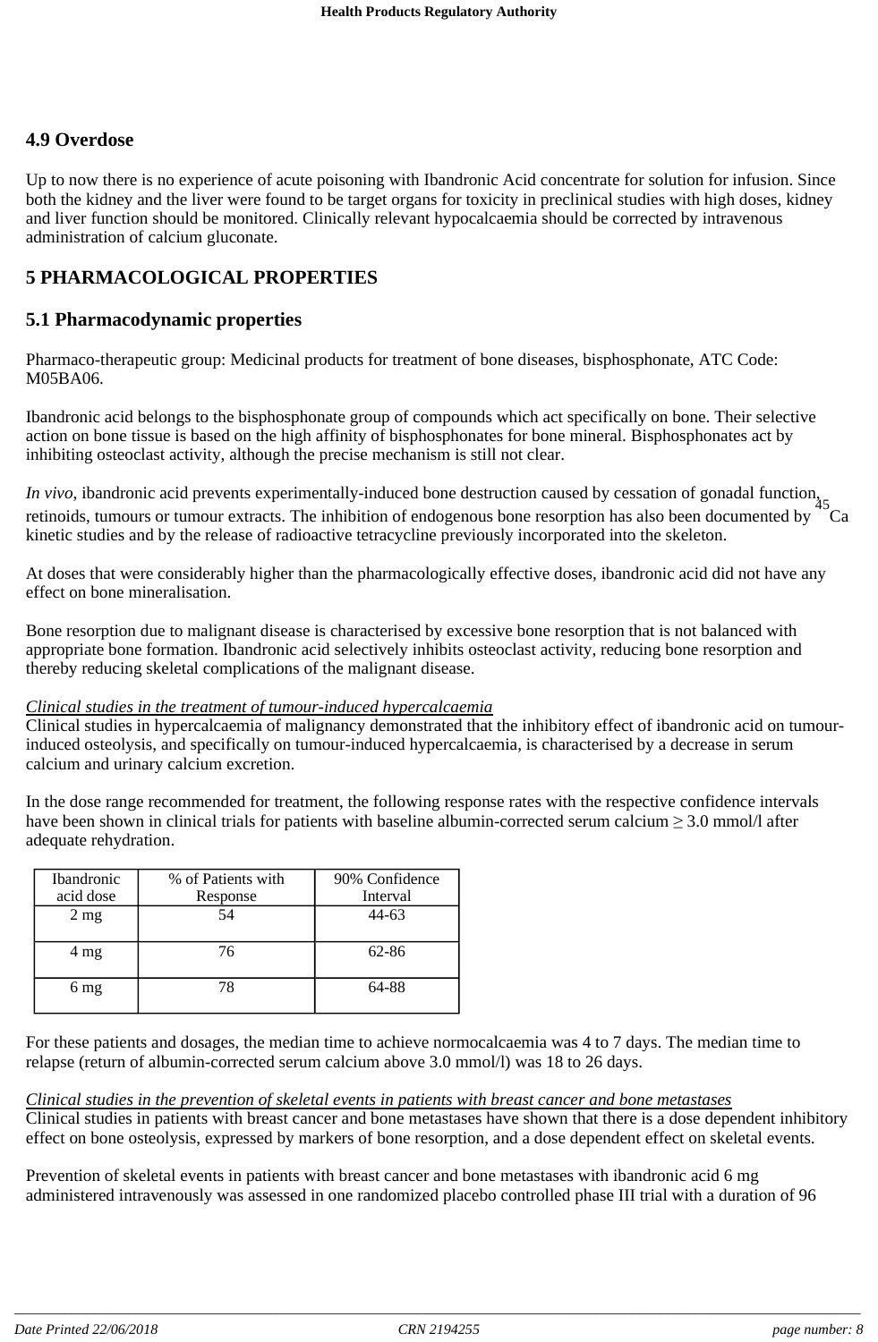## 4.9 Overdose

Up to now there is no experience of acute poisoning with Ibandronic Acid concentrate for solution for infusion. Since both the kidney and the liver were found to be target organs for toxicity in preclinical studies with high doses, kidney and liver function should be monitored. Clinically relevant hypocalcaemia should be corrected by intravenous administration of calcium gluconate.

# 5 PHARMACOLOGICAL PROPERTIES

## 5.1 Pharmacodynamic properties

Pharmaco-therapeutic group: Medicinal products for treatment of bone diseases, bisphosphonate, ATC Code: M05BA06.

Ibandronic acid belongs to the bisphosphonate group of compounds which act specifically on bone. Their selective action on bone tissue is based on the high affinity of bisphosphonates for bone mineral. Bisphosphonates act by inhibiting osteoclast activity, although the precise mechanism is still not clear.

*In vivo*, ibandronic acid prevents experimentally-induced bone destruction caused by cessation of gonadal function, retinoids, tumours or tumour extracts. The inhibition of endogenous bone resorption has also been documented by $^{45}Ca$ kinetic studies and by the release of radioactive tetracycline previously incorporated into the skeleton.

At doses that were considerably higher than the pharmacologically effective doses, ibandronic acid did not have any effect on bone mineralisation.

Bone resorption due to malignant disease is characterised by excessive bone resorption that is not balanced with appropriate bone formation. Ibandronic acid selectively inhibits osteoclast activity, reducing bone resorption and thereby reducing skeletal complications of the malignant disease.

*Clinical studies in the treatment of tumour-induced hypercalcaemia*
Clinical studies in hypercalcaemia of malignancy demonstrated that the inhibitory effect of ibandronic acid on tumour-induced osteolysis, and specifically on tumour-induced hypercalcaemia, is characterised by a decrease in serum calcium and urinary calcium excretion.

In the dose range recommended for treatment, the following response rates with the respective confidence intervals have been shown in clinical trials for patients with baseline albumin-corrected serum calcium ≥ 3.0 mmol/l after adequate rehydration.

| Ibandronic acid dose | % of Patients with Response | 90% Confidence Interval |
|---|---|---|
| 2 mg | 54 | 44-63 |
| 4 mg | 76 | 62-86 |
| 6 mg | 78 | 64-88 |

For these patients and dosages, the median time to achieve normocalcaemia was 4 to 7 days. The median time to relapse (return of albumin-corrected serum calcium above 3.0 mmol/l) was 18 to 26 days.

*Clinical studies in the prevention of skeletal events in patients with breast cancer and bone metastases*
Clinical studies in patients with breast cancer and bone metastases have shown that there is a dose dependent inhibitory effect on bone osteolysis, expressed by markers of bone resorption, and a dose dependent effect on skeletal events.

Prevention of skeletal events in patients with breast cancer and bone metastases with ibandronic acid 6 mg administered intravenously was assessed in one randomized placebo controlled phase III trial with a duration of 96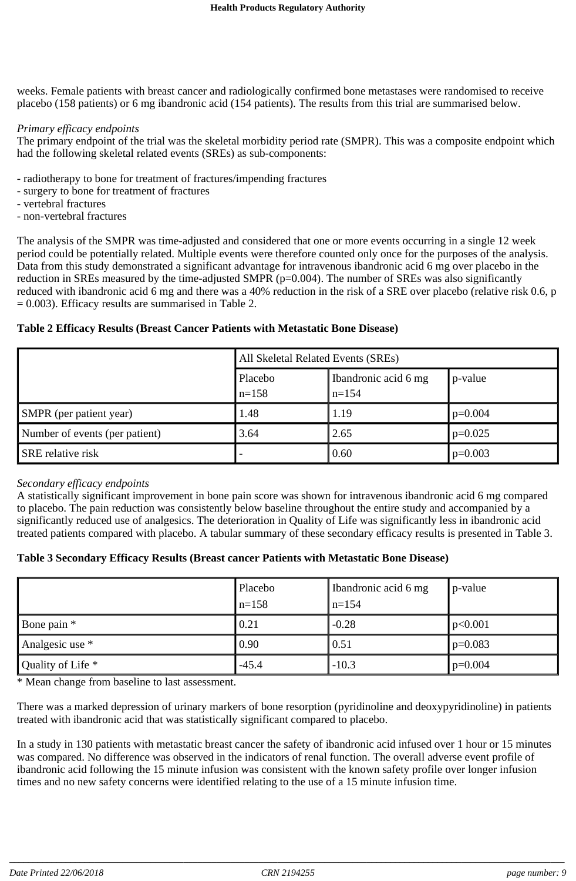weeks. Female patients with breast cancer and radiologically confirmed bone metastases were randomised to receive placebo (158 patients) or 6 mg ibandronic acid (154 patients). The results from this trial are summarised below.

*Primary efficacy endpoints*
The primary endpoint of the trial was the skeletal morbidity period rate (SMPR). This was a composite endpoint which had the following skeletal related events (SREs) as sub-components:

- radiotherapy to bone for treatment of fractures/impending fractures
- surgery to bone for treatment of fractures
- vertebral fractures
- non-vertebral fractures

The analysis of the SMPR was time-adjusted and considered that one or more events occurring in a single 12 week period could be potentially related. Multiple events were therefore counted only once for the purposes of the analysis. Data from this study demonstrated a significant advantage for intravenous ibandronic acid 6 mg over placebo in the reduction in SREs measured by the time-adjusted SMPR (p=0.004). The number of SREs was also significantly reduced with ibandronic acid 6 mg and there was a 40% reduction in the risk of a SRE over placebo (relative risk 0.6, p = 0.003). Efficacy results are summarised in Table 2.

**Table 2 Efficacy Results (Breast Cancer Patients with Metastatic Bone Disease)**

| | All Skeletal Related Events (SREs) | | |
|---|---|---|---|
| | Placebo n=158 | Ibandronic acid 6 mg n=154 | p-value |
| SMPR (per patient year) | 1.48 | 1.19 | p=0.004 |
| Number of events (per patient) | 3.64 | 2.65 | p=0.025 |
| SRE relative risk | - | 0.60 | p=0.003 |

*Secondary efficacy endpoints*
A statistically significant improvement in bone pain score was shown for intravenous ibandronic acid 6 mg compared to placebo. The pain reduction was consistently below baseline throughout the entire study and accompanied by a significantly reduced use of analgesics. The deterioration in Quality of Life was significantly less in ibandronic acid treated patients compared with placebo. A tabular summary of these secondary efficacy results is presented in Table 3.

**Table 3 Secondary Efficacy Results (Breast cancer Patients with Metastatic Bone Disease)**

| | Placebo n=158 | Ibandronic acid 6 mg n=154 | p-value |
|---|---|---|---|
| Bone pain * | 0.21 | -0.28 | p<0.001 |
| Analgesic use * | 0.90 | 0.51 | p=0.083 |
| Quality of Life * | -45.4 | -10.3 | p=0.004 |

* Mean change from baseline to last assessment.

There was a marked depression of urinary markers of bone resorption (pyridinoline and deoxypyridinoline) in patients treated with ibandronic acid that was statistically significant compared to placebo.

In a study in 130 patients with metastatic breast cancer the safety of ibandronic acid infused over 1 hour or 15 minutes was compared. No difference was observed in the indicators of renal function. The overall adverse event profile of ibandronic acid following the 15 minute infusion was consistent with the known safety profile over longer infusion times and no new safety concerns were identified relating to the use of a 15 minute infusion time.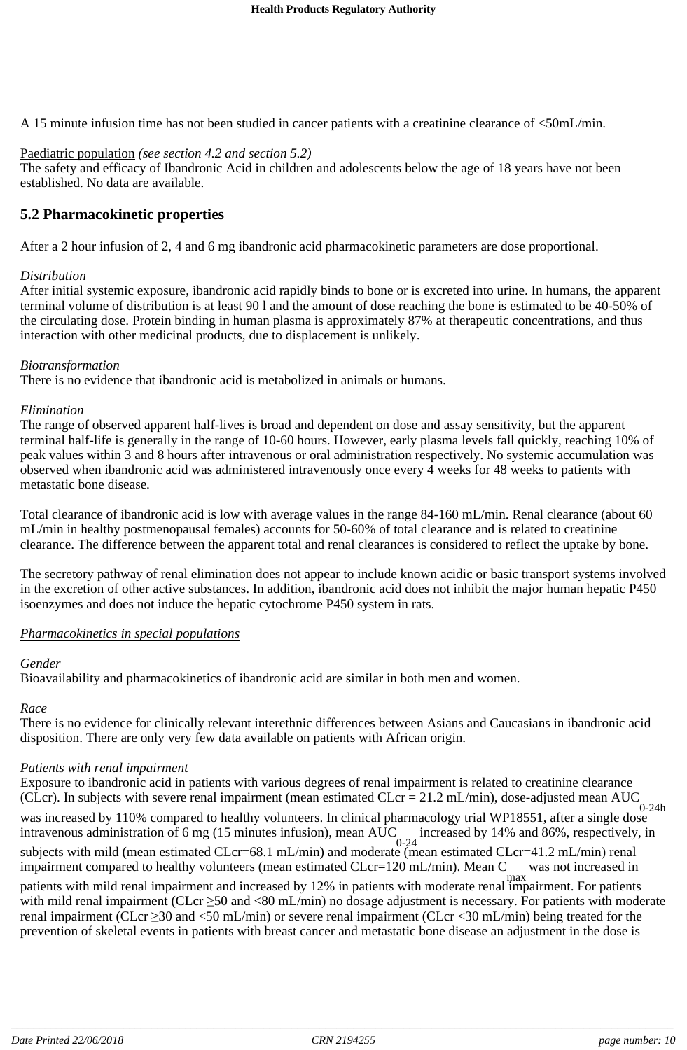A 15 minute infusion time has not been studied in cancer patients with a creatinine clearance of <50mL/min.

Paediatric population *(see section 4.2 and section 5.2)*
The safety and efficacy of Ibandronic Acid in children and adolescents below the age of 18 years have not been established. No data are available.

## 5.2 Pharmacokinetic properties

After a 2 hour infusion of 2, 4 and 6 mg ibandronic acid pharmacokinetic parameters are dose proportional.

*Distribution*
After initial systemic exposure, ibandronic acid rapidly binds to bone or is excreted into urine. In humans, the apparent terminal volume of distribution is at least 90 l and the amount of dose reaching the bone is estimated to be 40-50% of the circulating dose. Protein binding in human plasma is approximately 87% at therapeutic concentrations, and thus interaction with other medicinal products, due to displacement is unlikely.

*Biotransformation*
There is no evidence that ibandronic acid is metabolized in animals or humans.

*Elimination*
The range of observed apparent half-lives is broad and dependent on dose and assay sensitivity, but the apparent terminal half-life is generally in the range of 10-60 hours. However, early plasma levels fall quickly, reaching 10% of peak values within 3 and 8 hours after intravenous or oral administration respectively. No systemic accumulation was observed when ibandronic acid was administered intravenously once every 4 weeks for 48 weeks to patients with metastatic bone disease.

Total clearance of ibandronic acid is low with average values in the range 84-160 mL/min. Renal clearance (about 60 mL/min in healthy postmenopausal females) accounts for 50-60% of total clearance and is related to creatinine clearance. The difference between the apparent total and renal clearances is considered to reflect the uptake by bone.

The secretory pathway of renal elimination does not appear to include known acidic or basic transport systems involved in the excretion of other active substances. In addition, ibandronic acid does not inhibit the major human hepatic P450 isoenzymes and does not induce the hepatic cytochrome P450 system in rats.

*Pharmacokinetics in special populations*

*Gender*
Bioavailability and pharmacokinetics of ibandronic acid are similar in both men and women.

*Race*
There is no evidence for clinically relevant interethnic differences between Asians and Caucasians in ibandronic acid disposition. There are only very few data available on patients with African origin.

*Patients with renal impairment*
Exposure to ibandronic acid in patients with various degrees of renal impairment is related to creatinine clearance (CLcr). In subjects with severe renal impairment (mean estimated CLcr = 21.2 mL/min), dose-adjusted mean $AUC_{0-24h}$ was increased by 110% compared to healthy volunteers. In clinical pharmacology trial WP18551, after a single dose intravenous administration of 6 mg (15 minutes infusion), mean $AUC_{0-24}$ increased by 14% and 86%, respectively, in subjects with mild (mean estimated CLcr=68.1 mL/min) and moderate (mean estimated CLcr=41.2 mL/min) renal impairment compared to healthy volunteers (mean estimated CLcr=120 mL/min). Mean $C_{max}$ was not increased in patients with mild renal impairment and increased by 12% in patients with moderate renal impairment. For patients with mild renal impairment (CLcr ≥50 and <80 mL/min) no dosage adjustment is necessary. For patients with moderate renal impairment (CLcr ≥30 and <50 mL/min) or severe renal impairment (CLcr <30 mL/min) being treated for the prevention of skeletal events in patients with breast cancer and metastatic bone disease an adjustment in the dose is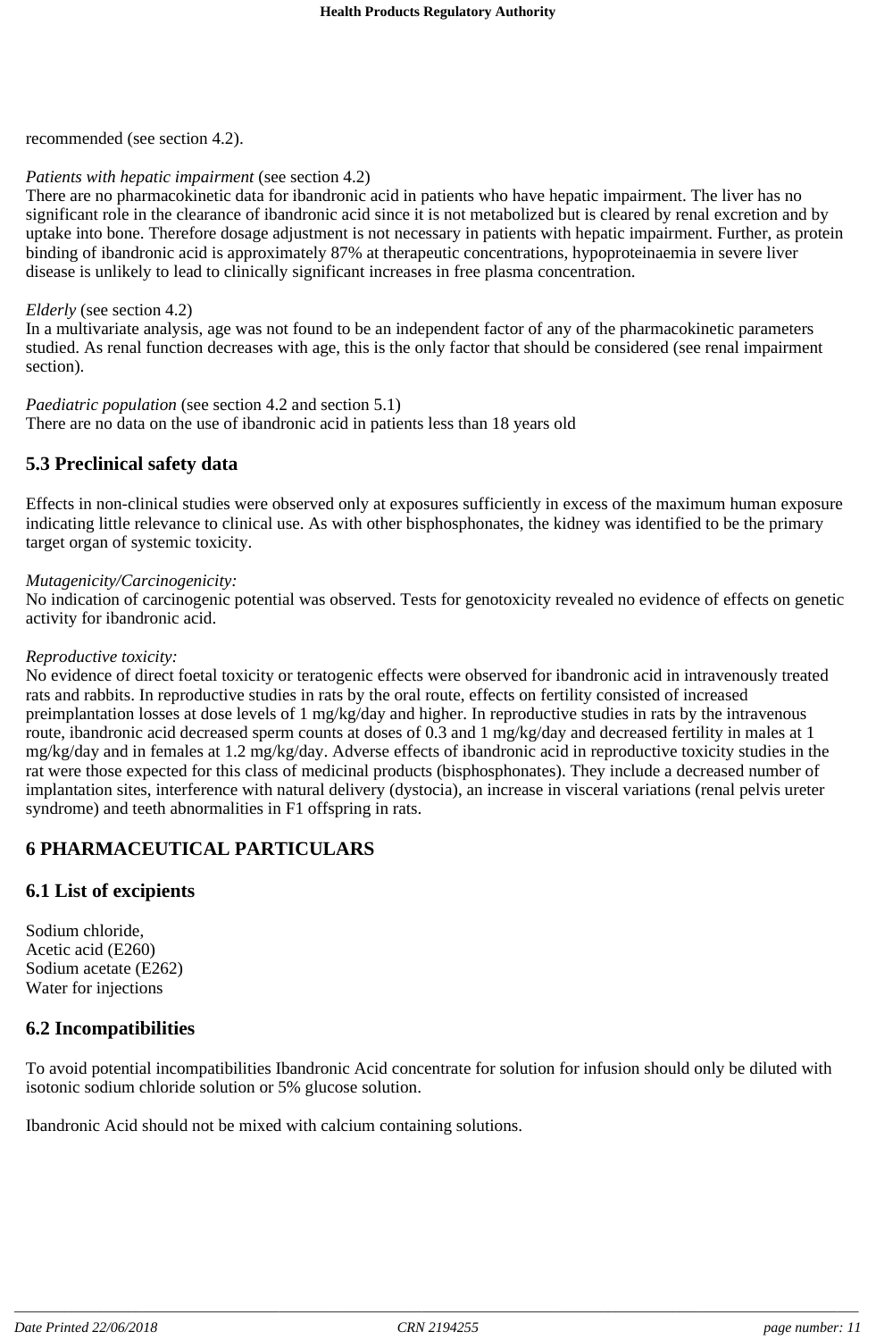recommended (see section 4.2).

*Patients with hepatic impairment* (see section 4.2)
There are no pharmacokinetic data for ibandronic acid in patients who have hepatic impairment. The liver has no significant role in the clearance of ibandronic acid since it is not metabolized but is cleared by renal excretion and by uptake into bone. Therefore dosage adjustment is not necessary in patients with hepatic impairment. Further, as protein binding of ibandronic acid is approximately 87% at therapeutic concentrations, hypoproteinaemia in severe liver disease is unlikely to lead to clinically significant increases in free plasma concentration.

*Elderly* (see section 4.2)
In a multivariate analysis, age was not found to be an independent factor of any of the pharmacokinetic parameters studied. As renal function decreases with age, this is the only factor that should be considered (see renal impairment section).

*Paediatric population* (see section 4.2 and section 5.1)
There are no data on the use of ibandronic acid in patients less than 18 years old

## 5.3 Preclinical safety data

Effects in non-clinical studies were observed only at exposures sufficiently in excess of the maximum human exposure indicating little relevance to clinical use. As with other bisphosphonates, the kidney was identified to be the primary target organ of systemic toxicity.

*Mutagenicity/Carcinogenicity:*
No indication of carcinogenic potential was observed. Tests for genotoxicity revealed no evidence of effects on genetic activity for ibandronic acid.

*Reproductive toxicity:*
No evidence of direct foetal toxicity or teratogenic effects were observed for ibandronic acid in intravenously treated rats and rabbits. In reproductive studies in rats by the oral route, effects on fertility consisted of increased preimplantation losses at dose levels of 1 mg/kg/day and higher. In reproductive studies in rats by the intravenous route, ibandronic acid decreased sperm counts at doses of 0.3 and 1 mg/kg/day and decreased fertility in males at 1 mg/kg/day and in females at 1.2 mg/kg/day. Adverse effects of ibandronic acid in reproductive toxicity studies in the rat were those expected for this class of medicinal products (bisphosphonates). They include a decreased number of implantation sites, interference with natural delivery (dystocia), an increase in visceral variations (renal pelvis ureter syndrome) and teeth abnormalities in F1 offspring in rats.

# 6 PHARMACEUTICAL PARTICULARS

## 6.1 List of excipients

Sodium chloride,
Acetic acid (E260)
Sodium acetate (E262)
Water for injections

## 6.2 Incompatibilities

To avoid potential incompatibilities Ibandronic Acid concentrate for solution for infusion should only be diluted with isotonic sodium chloride solution or 5% glucose solution.

Ibandronic Acid should not be mixed with calcium containing solutions.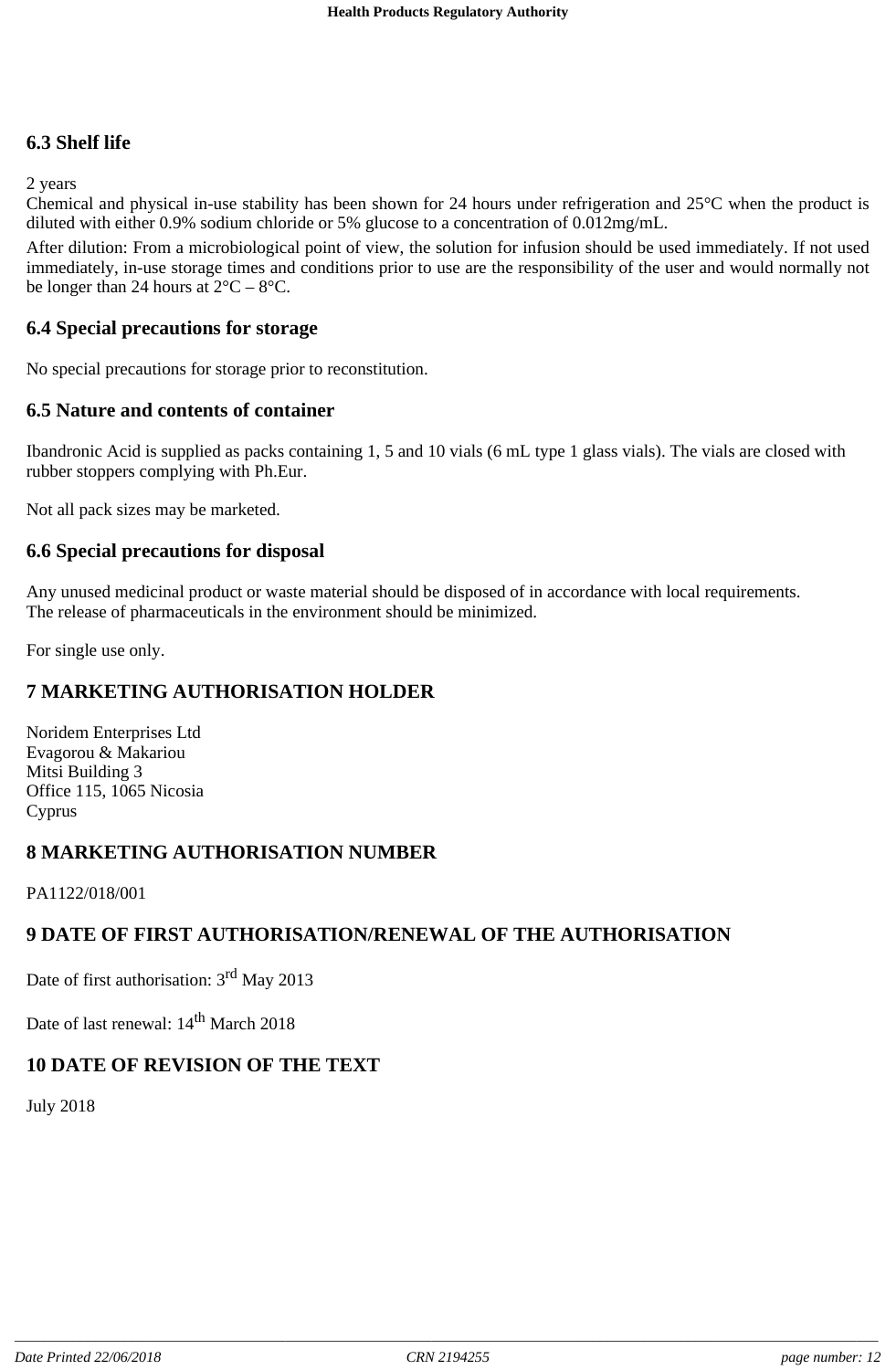## 6.3 Shelf life

2 years
Chemical and physical in-use stability has been shown for 24 hours under refrigeration and 25°C when the product is diluted with either 0.9% sodium chloride or 5% glucose to a concentration of 0.012mg/mL.

After dilution: From a microbiological point of view, the solution for infusion should be used immediately. If not used immediately, in-use storage times and conditions prior to use are the responsibility of the user and would normally not be longer than 24 hours at 2°C – 8°C.

## 6.4 Special precautions for storage

No special precautions for storage prior to reconstitution.

## 6.5 Nature and contents of container

Ibandronic Acid is supplied as packs containing 1, 5 and 10 vials (6 mL type 1 glass vials). The vials are closed with rubber stoppers complying with Ph.Eur.

Not all pack sizes may be marketed.

## 6.6 Special precautions for disposal

Any unused medicinal product or waste material should be disposed of in accordance with local requirements.
The release of pharmaceuticals in the environment should be minimized.

For single use only.

# 7 MARKETING AUTHORISATION HOLDER

Noridem Enterprises Ltd
Evagorou & Makariou
Mitsi Building 3
Office 115, 1065 Nicosia
Cyprus

# 8 MARKETING AUTHORISATION NUMBER

PA1122/018/001

# 9 DATE OF FIRST AUTHORISATION/RENEWAL OF THE AUTHORISATION

Date of first authorisation: 3rd May 2013

Date of last renewal: 14th March 2018

# 10 DATE OF REVISION OF THE TEXT

July 2018